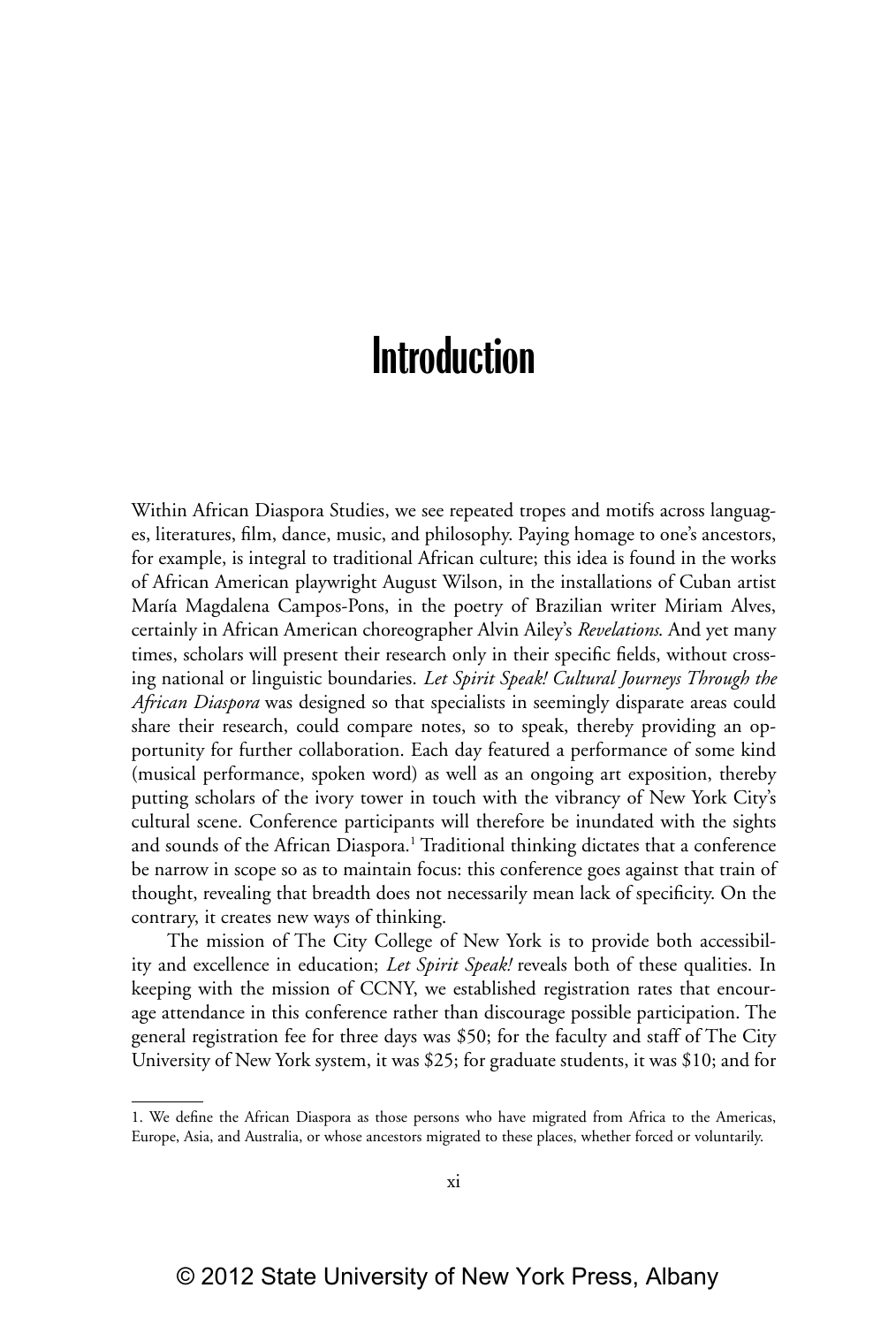# Introduction

Within African Diaspora Studies, we see repeated tropes and motifs across languages, literatures, film, dance, music, and philosophy. Paying homage to one's ancestors, for example, is integral to traditional African culture; this idea is found in the works of African American playwright August Wilson, in the installations of Cuban artist María Magdalena Campos-Pons, in the poetry of Brazilian writer Miriam Alves, certainly in African American choreographer Alvin Ailey's *Revelations*. And yet many times, scholars will present their research only in their specific fields, without crossing national or linguistic boundaries. *Let Spirit Speak! Cultural Journeys Through the African Diaspora* was designed so that specialists in seemingly disparate areas could share their research, could compare notes, so to speak, thereby providing an opportunity for further collaboration. Each day featured a performance of some kind (musical performance, spoken word) as well as an ongoing art exposition, thereby putting scholars of the ivory tower in touch with the vibrancy of New York City's cultural scene. Conference participants will therefore be inundated with the sights and sounds of the African Diaspora.[1] Traditional thinking dictates that a conference be narrow in scope so as to maintain focus: this conference goes against that train of thought, revealing that breadth does not necessarily mean lack of specificity. On the contrary, it creates new ways of thinking.

The mission of The City College of New York is to provide both accessibility and excellence in education; *Let Spirit Speak!* reveals both of these qualities. In keeping with the mission of CCNY, we established registration rates that encourage attendance in this conference rather than discourage possible participation. The general registration fee for three days was $50; for the faculty and staff of The City University of New York system, it was $25; for graduate students, it was $10; and for

1. We define the African Diaspora as those persons who have migrated from Africa to the Americas, Europe, Asia, and Australia, or whose ancestors migrated to these places, whether forced or voluntarily.

© 2012 State University of New York Press, Albany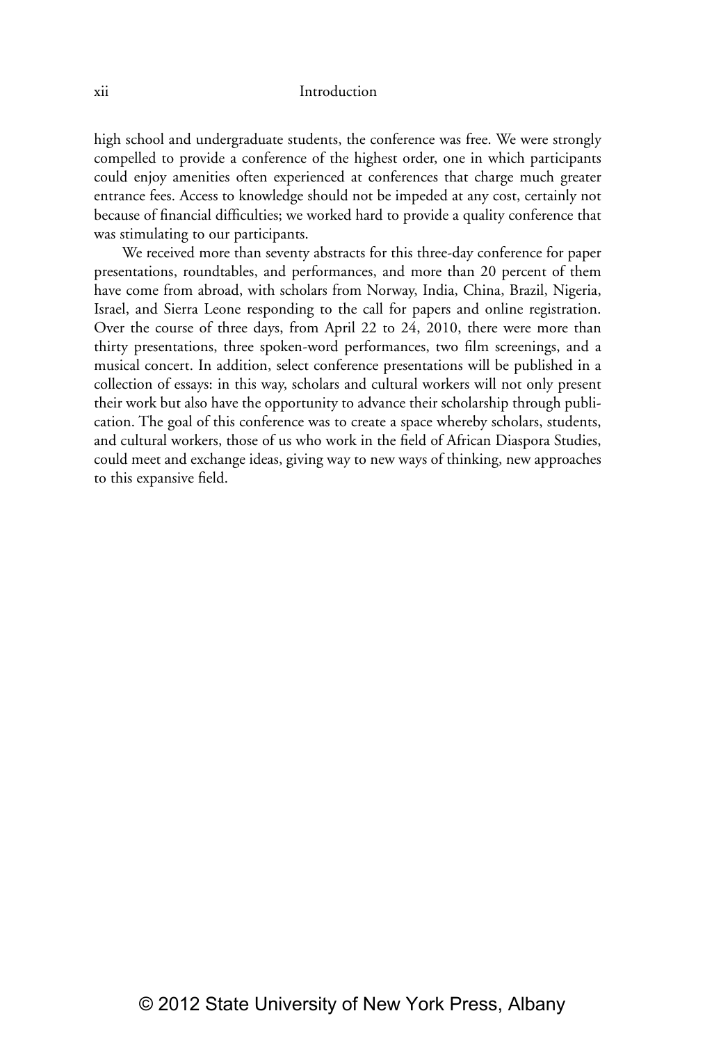high school and undergraduate students, the conference was free. We were strongly compelled to provide a conference of the highest order, one in which participants could enjoy amenities often experienced at conferences that charge much greater entrance fees. Access to knowledge should not be impeded at any cost, certainly not because of financial difficulties; we worked hard to provide a quality conference that was stimulating to our participants.

We received more than seventy abstracts for this three-day conference for paper presentations, roundtables, and performances, and more than 20 percent of them have come from abroad, with scholars from Norway, India, China, Brazil, Nigeria, Israel, and Sierra Leone responding to the call for papers and online registration. Over the course of three days, from April 22 to 24, 2010, there were more than thirty presentations, three spoken-word performances, two film screenings, and a musical concert. In addition, select conference presentations will be published in a collection of essays: in this way, scholars and cultural workers will not only present their work but also have the opportunity to advance their scholarship through publication. The goal of this conference was to create a space whereby scholars, students, and cultural workers, those of us who work in the field of African Diaspora Studies, could meet and exchange ideas, giving way to new ways of thinking, new approaches to this expansive field.